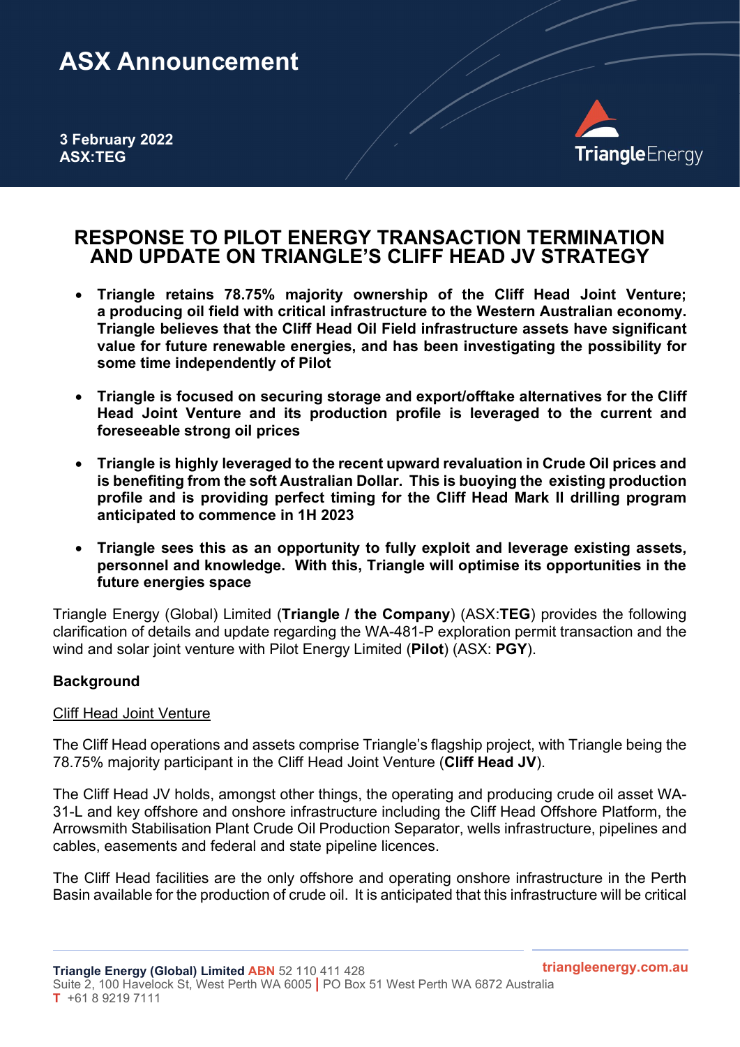# ASX Announcement

**3 February 2022**
**ASX:TEG**

## RESPONSE TO PILOT ENERGY TRANSACTION TERMINATION AND UPDATE ON TRIANGLE'S CLIFF HEAD JV STRATEGY

- **Triangle retains 78.75% majority ownership of the Cliff Head Joint Venture; a producing oil field with critical infrastructure to the Western Australian economy. Triangle believes that the Cliff Head Oil Field infrastructure assets have significant value for future renewable energies, and has been investigating the possibility for some time independently of Pilot**

- **Triangle is focused on securing storage and export/offtake alternatives for the Cliff Head Joint Venture and its production profile is leveraged to the current and foreseeable strong oil prices**

- **Triangle is highly leveraged to the recent upward revaluation in Crude Oil prices and is benefiting from the soft Australian Dollar. This is buoying the existing production profile and is providing perfect timing for the Cliff Head Mark II drilling program anticipated to commence in 1H 2023**

- **Triangle sees this as an opportunity to fully exploit and leverage existing assets, personnel and knowledge. With this, Triangle will optimise its opportunities in the future energies space**

Triangle Energy (Global) Limited (**Triangle / the Company**) (ASX:**TEG**) provides the following clarification of details and update regarding the WA-481-P exploration permit transaction and the wind and solar joint venture with Pilot Energy Limited (**Pilot**) (ASX: **PGY**).

**Background**

Cliff Head Joint Venture

The Cliff Head operations and assets comprise Triangle's flagship project, with Triangle being the 78.75% majority participant in the Cliff Head Joint Venture (**Cliff Head JV**).

The Cliff Head JV holds, amongst other things, the operating and producing crude oil asset WA-31-L and key offshore and onshore infrastructure including the Cliff Head Offshore Platform, the Arrowsmith Stabilisation Plant Crude Oil Production Separator, wells infrastructure, pipelines and cables, easements and federal and state pipeline licences.

The Cliff Head facilities are the only offshore and operating onshore infrastructure in the Perth Basin available for the production of crude oil. It is anticipated that this infrastructure will be critical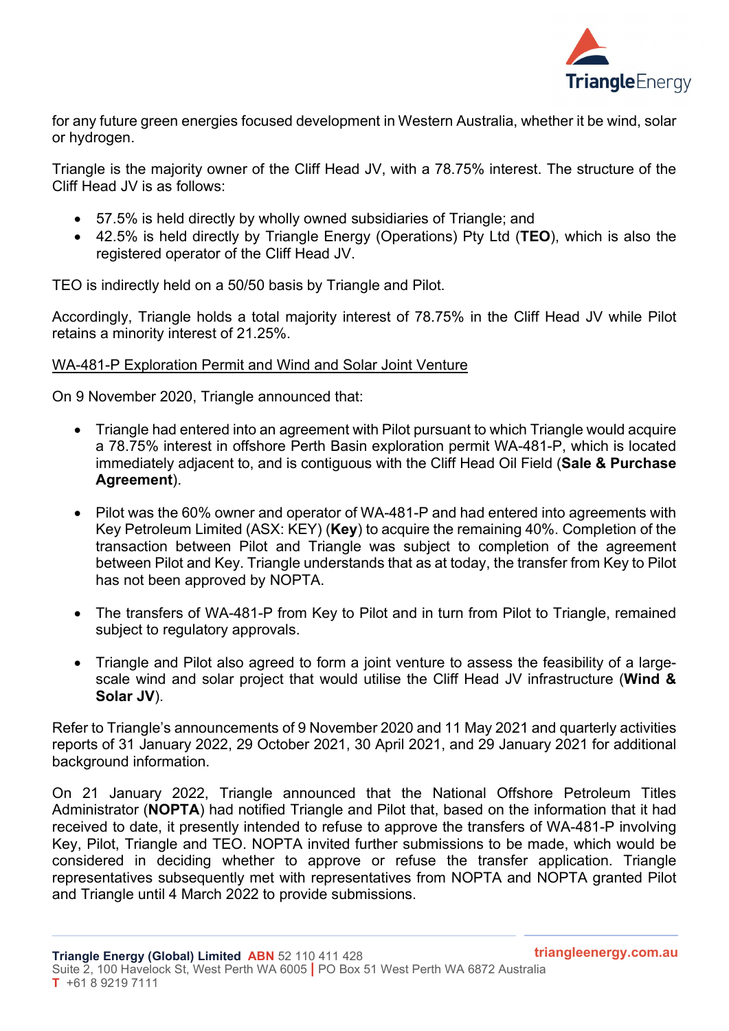for any future green energies focused development in Western Australia, whether it be wind, solar or hydrogen.

Triangle is the majority owner of the Cliff Head JV, with a 78.75% interest. The structure of the Cliff Head JV is as follows:

- 57.5% is held directly by wholly owned subsidiaries of Triangle; and
- 42.5% is held directly by Triangle Energy (Operations) Pty Ltd (**TEO**), which is also the registered operator of the Cliff Head JV.

TEO is indirectly held on a 50/50 basis by Triangle and Pilot.

Accordingly, Triangle holds a total majority interest of 78.75% in the Cliff Head JV while Pilot retains a minority interest of 21.25%.

<u>WA-481-P Exploration Permit and Wind and Solar Joint Venture</u>

On 9 November 2020, Triangle announced that:

- Triangle had entered into an agreement with Pilot pursuant to which Triangle would acquire a 78.75% interest in offshore Perth Basin exploration permit WA-481-P, which is located immediately adjacent to, and is contiguous with the Cliff Head Oil Field (**Sale & Purchase Agreement**).

- Pilot was the 60% owner and operator of WA-481-P and had entered into agreements with Key Petroleum Limited (ASX: KEY) (**Key**) to acquire the remaining 40%. Completion of the transaction between Pilot and Triangle was subject to completion of the agreement between Pilot and Key. Triangle understands that as at today, the transfer from Key to Pilot has not been approved by NOPTA.

- The transfers of WA-481-P from Key to Pilot and in turn from Pilot to Triangle, remained subject to regulatory approvals.

- Triangle and Pilot also agreed to form a joint venture to assess the feasibility of a large-scale wind and solar project that would utilise the Cliff Head JV infrastructure (**Wind & Solar JV**).

Refer to Triangle's announcements of 9 November 2020 and 11 May 2021 and quarterly activities reports of 31 January 2022, 29 October 2021, 30 April 2021, and 29 January 2021 for additional background information.

On 21 January 2022, Triangle announced that the National Offshore Petroleum Titles Administrator (**NOPTA**) had notified Triangle and Pilot that, based on the information that it had received to date, it presently intended to refuse to approve the transfers of WA-481-P involving Key, Pilot, Triangle and TEO. NOPTA invited further submissions to be made, which would be considered in deciding whether to approve or refuse the transfer application. Triangle representatives subsequently met with representatives from NOPTA and NOPTA granted Pilot and Triangle until 4 March 2022 to provide submissions.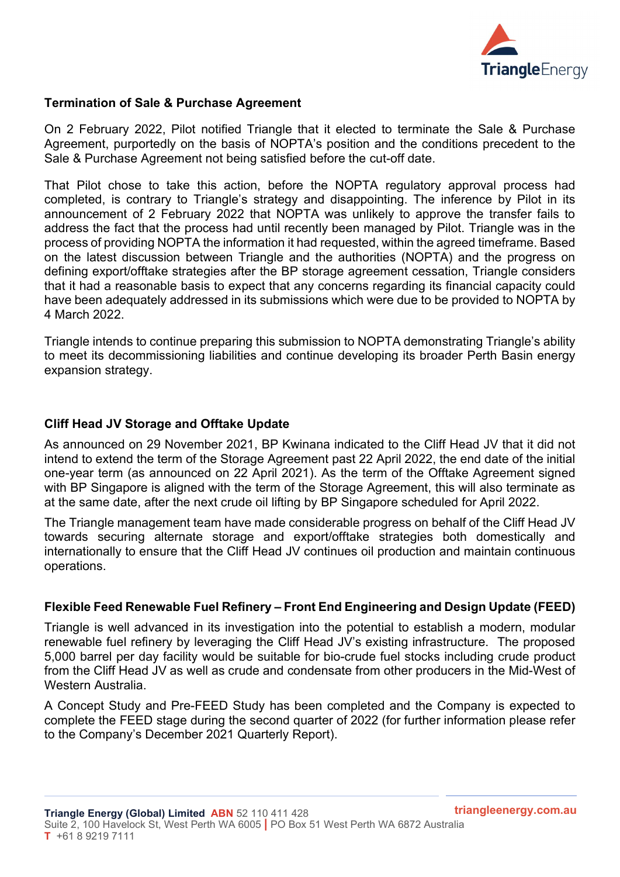**Termination of Sale & Purchase Agreement**

On 2 February 2022, Pilot notified Triangle that it elected to terminate the Sale & Purchase Agreement, purportedly on the basis of NOPTA's position and the conditions precedent to the Sale & Purchase Agreement not being satisfied before the cut-off date.

That Pilot chose to take this action, before the NOPTA regulatory approval process had completed, is contrary to Triangle's strategy and disappointing. The inference by Pilot in its announcement of 2 February 2022 that NOPTA was unlikely to approve the transfer fails to address the fact that the process had until recently been managed by Pilot. Triangle was in the process of providing NOPTA the information it had requested, within the agreed timeframe. Based on the latest discussion between Triangle and the authorities (NOPTA) and the progress on defining export/offtake strategies after the BP storage agreement cessation, Triangle considers that it had a reasonable basis to expect that any concerns regarding its financial capacity could have been adequately addressed in its submissions which were due to be provided to NOPTA by 4 March 2022.

Triangle intends to continue preparing this submission to NOPTA demonstrating Triangle's ability to meet its decommissioning liabilities and continue developing its broader Perth Basin energy expansion strategy.

**Cliff Head JV Storage and Offtake Update**

As announced on 29 November 2021, BP Kwinana indicated to the Cliff Head JV that it did not intend to extend the term of the Storage Agreement past 22 April 2022, the end date of the initial one-year term (as announced on 22 April 2021). As the term of the Offtake Agreement signed with BP Singapore is aligned with the term of the Storage Agreement, this will also terminate as at the same date, after the next crude oil lifting by BP Singapore scheduled for April 2022.

The Triangle management team have made considerable progress on behalf of the Cliff Head JV towards securing alternate storage and export/offtake strategies both domestically and internationally to ensure that the Cliff Head JV continues oil production and maintain continuous operations.

**Flexible Feed Renewable Fuel Refinery – Front End Engineering and Design Update (FEED)**

Triangle is well advanced in its investigation into the potential to establish a modern, modular renewable fuel refinery by leveraging the Cliff Head JV's existing infrastructure. The proposed 5,000 barrel per day facility would be suitable for bio-crude fuel stocks including crude product from the Cliff Head JV as well as crude and condensate from other producers in the Mid-West of Western Australia.

A Concept Study and Pre-FEED Study has been completed and the Company is expected to complete the FEED stage during the second quarter of 2022 (for further information please refer to the Company's December 2021 Quarterly Report).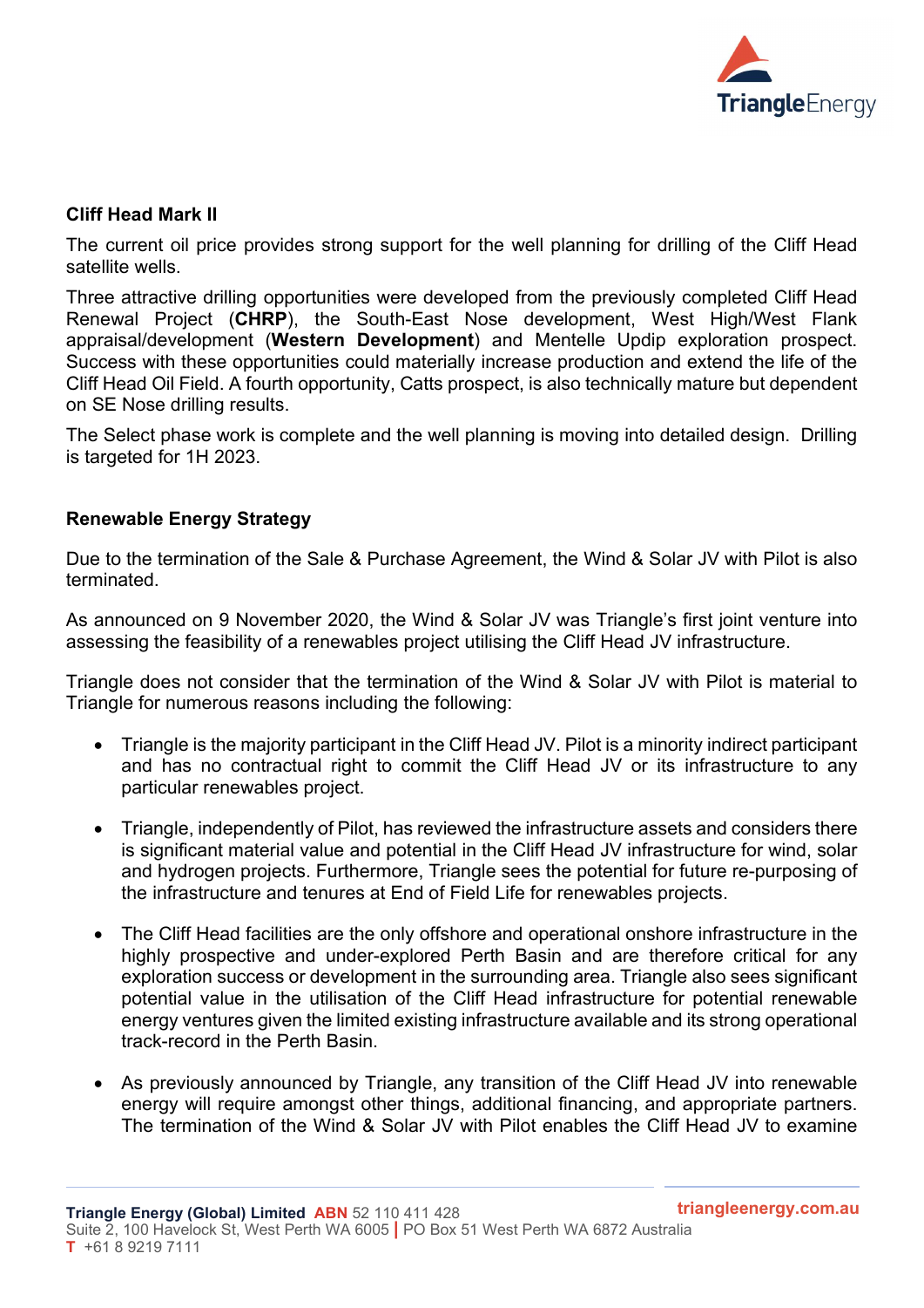## Cliff Head Mark II

The current oil price provides strong support for the well planning for drilling of the Cliff Head satellite wells.

Three attractive drilling opportunities were developed from the previously completed Cliff Head Renewal Project (**CHRP**), the South-East Nose development, West High/West Flank appraisal/development (**Western Development**) and Mentelle Updip exploration prospect. Success with these opportunities could materially increase production and extend the life of the Cliff Head Oil Field. A fourth opportunity, Catts prospect, is also technically mature but dependent on SE Nose drilling results.

The Select phase work is complete and the well planning is moving into detailed design. Drilling is targeted for 1H 2023.

## Renewable Energy Strategy

Due to the termination of the Sale & Purchase Agreement, the Wind & Solar JV with Pilot is also terminated.

As announced on 9 November 2020, the Wind & Solar JV was Triangle's first joint venture into assessing the feasibility of a renewables project utilising the Cliff Head JV infrastructure.

Triangle does not consider that the termination of the Wind & Solar JV with Pilot is material to Triangle for numerous reasons including the following:

- Triangle is the majority participant in the Cliff Head JV. Pilot is a minority indirect participant and has no contractual right to commit the Cliff Head JV or its infrastructure to any particular renewables project.
- Triangle, independently of Pilot, has reviewed the infrastructure assets and considers there is significant material value and potential in the Cliff Head JV infrastructure for wind, solar and hydrogen projects. Furthermore, Triangle sees the potential for future re-purposing of the infrastructure and tenures at End of Field Life for renewables projects.
- The Cliff Head facilities are the only offshore and operational onshore infrastructure in the highly prospective and under-explored Perth Basin and are therefore critical for any exploration success or development in the surrounding area. Triangle also sees significant potential value in the utilisation of the Cliff Head infrastructure for potential renewable energy ventures given the limited existing infrastructure available and its strong operational track-record in the Perth Basin.
- As previously announced by Triangle, any transition of the Cliff Head JV into renewable energy will require amongst other things, additional financing, and appropriate partners. The termination of the Wind & Solar JV with Pilot enables the Cliff Head JV to examine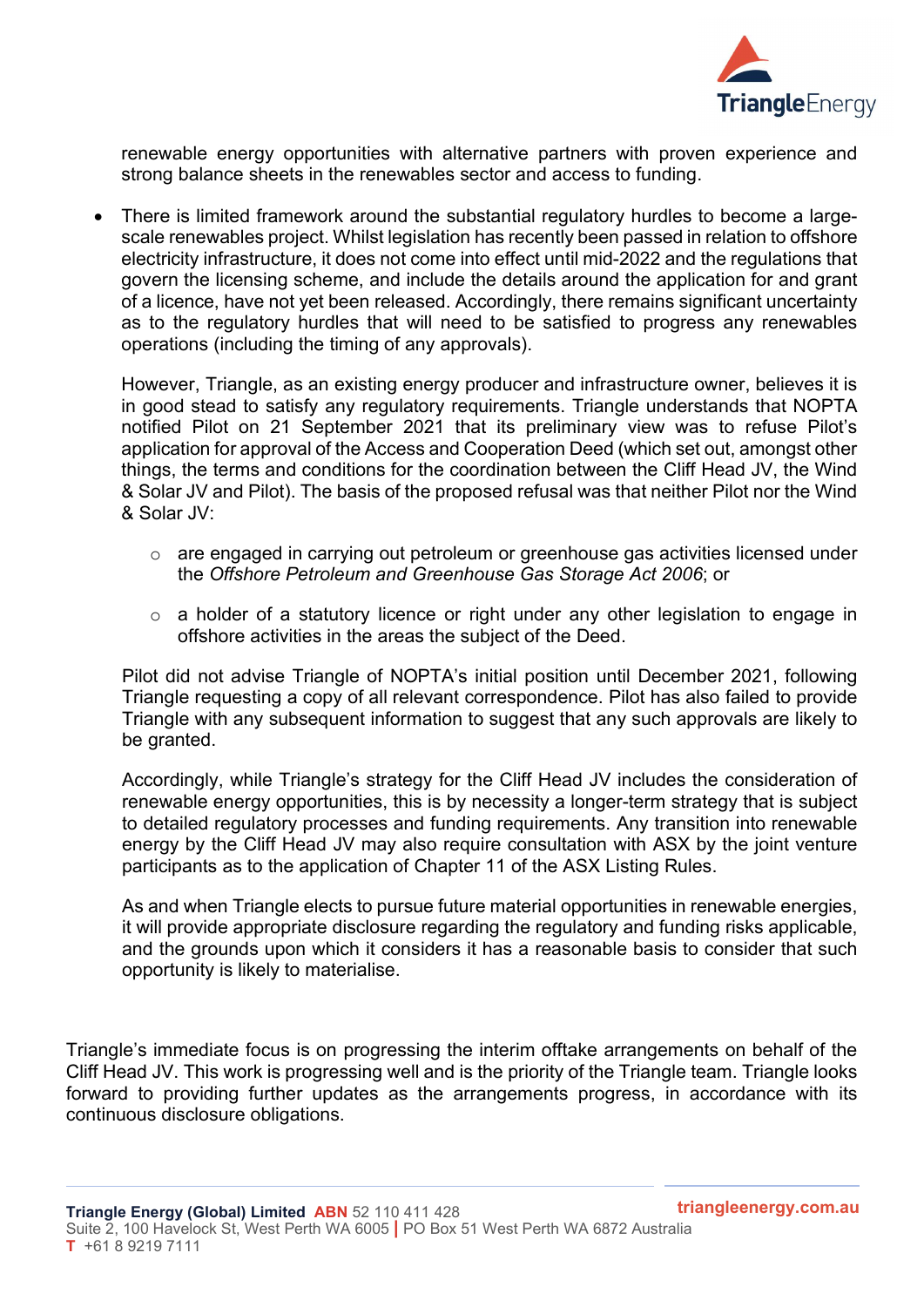renewable energy opportunities with alternative partners with proven experience and strong balance sheets in the renewables sector and access to funding.

- There is limited framework around the substantial regulatory hurdles to become a large-scale renewables project. Whilst legislation has recently been passed in relation to offshore electricity infrastructure, it does not come into effect until mid-2022 and the regulations that govern the licensing scheme, and include the details around the application for and grant of a licence, have not yet been released. Accordingly, there remains significant uncertainty as to the regulatory hurdles that will need to be satisfied to progress any renewables operations (including the timing of any approvals).

  However, Triangle, as an existing energy producer and infrastructure owner, believes it is in good stead to satisfy any regulatory requirements. Triangle understands that NOPTA notified Pilot on 21 September 2021 that its preliminary view was to refuse Pilot's application for approval of the Access and Cooperation Deed (which set out, amongst other things, the terms and conditions for the coordination between the Cliff Head JV, the Wind & Solar JV and Pilot). The basis of the proposed refusal was that neither Pilot nor the Wind & Solar JV:

  - are engaged in carrying out petroleum or greenhouse gas activities licensed under the *Offshore Petroleum and Greenhouse Gas Storage Act 2006*; or
  - a holder of a statutory licence or right under any other legislation to engage in offshore activities in the areas the subject of the Deed.

  Pilot did not advise Triangle of NOPTA's initial position until December 2021, following Triangle requesting a copy of all relevant correspondence. Pilot has also failed to provide Triangle with any subsequent information to suggest that any such approvals are likely to be granted.

  Accordingly, while Triangle's strategy for the Cliff Head JV includes the consideration of renewable energy opportunities, this is by necessity a longer-term strategy that is subject to detailed regulatory processes and funding requirements. Any transition into renewable energy by the Cliff Head JV may also require consultation with ASX by the joint venture participants as to the application of Chapter 11 of the ASX Listing Rules.

  As and when Triangle elects to pursue future material opportunities in renewable energies, it will provide appropriate disclosure regarding the regulatory and funding risks applicable, and the grounds upon which it considers it has a reasonable basis to consider that such opportunity is likely to materialise.

Triangle's immediate focus is on progressing the interim offtake arrangements on behalf of the Cliff Head JV. This work is progressing well and is the priority of the Triangle team. Triangle looks forward to providing further updates as the arrangements progress, in accordance with its continuous disclosure obligations.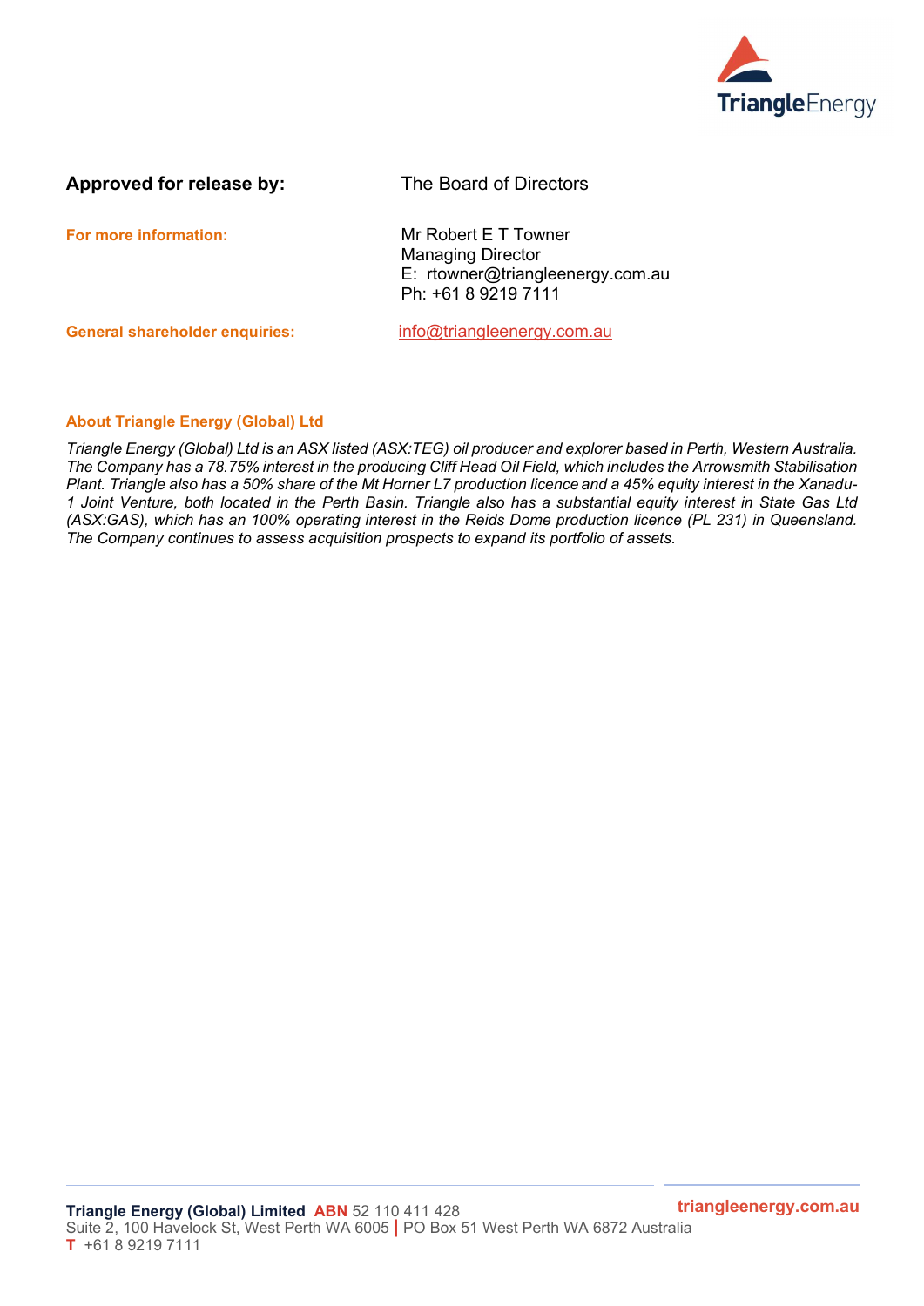**Approved for release by:** The Board of Directors

**For more information:** Mr Robert E T Towner
Managing Director
E: rtowner@triangleenergy.com.au
Ph: +61 8 9219 7111

**General shareholder enquiries:** info@triangleenergy.com.au

**About Triangle Energy (Global) Ltd**

*Triangle Energy (Global) Ltd is an ASX listed (ASX:TEG) oil producer and explorer based in Perth, Western Australia. The Company has a 78.75% interest in the producing Cliff Head Oil Field, which includes the Arrowsmith Stabilisation Plant. Triangle also has a 50% share of the Mt Horner L7 production licence and a 45% equity interest in the Xanadu-1 Joint Venture, both located in the Perth Basin. Triangle also has a substantial equity interest in State Gas Ltd (ASX:GAS), which has an 100% operating interest in the Reids Dome production licence (PL 231) in Queensland. The Company continues to assess acquisition prospects to expand its portfolio of assets.*